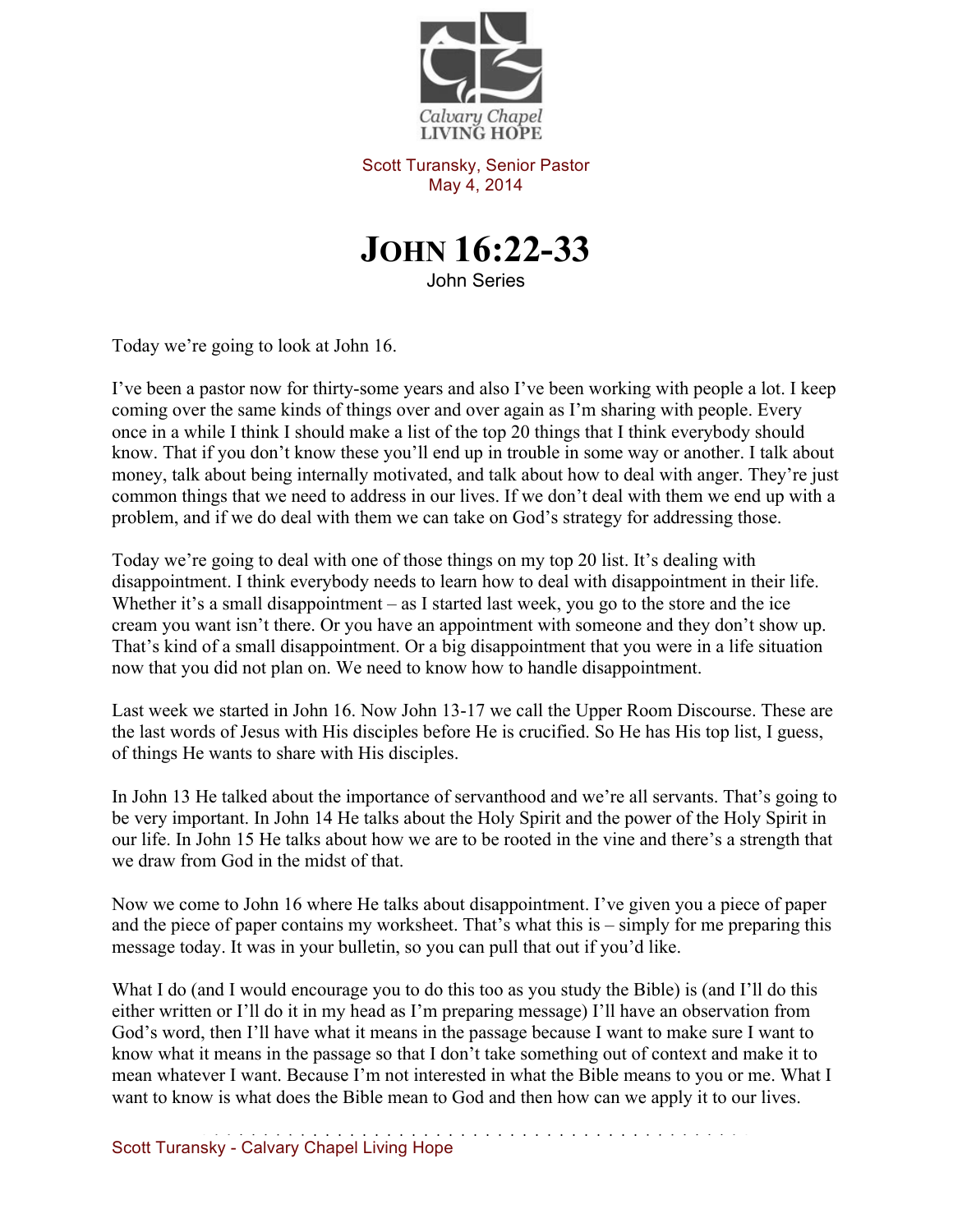Calvary Chapel
LIVING HOPE

Scott Turansky, Senior Pastor
May 4, 2014

# JOHN 16:22-33

John Series

Today we're going to look at John 16.

I've been a pastor now for thirty-some years and also I've been working with people a lot. I keep coming over the same kinds of things over and over again as I'm sharing with people. Every once in a while I think I should make a list of the top 20 things that I think everybody should know. That if you don't know these you'll end up in trouble in some way or another. I talk about money, talk about being internally motivated, and talk about how to deal with anger. They're just common things that we need to address in our lives. If we don't deal with them we end up with a problem, and if we do deal with them we can take on God's strategy for addressing those.

Today we're going to deal with one of those things on my top 20 list. It's dealing with disappointment. I think everybody needs to learn how to deal with disappointment in their life. Whether it's a small disappointment – as I started last week, you go to the store and the ice cream you want isn't there. Or you have an appointment with someone and they don't show up. That's kind of a small disappointment. Or a big disappointment that you were in a life situation now that you did not plan on. We need to know how to handle disappointment.

Last week we started in John 16. Now John 13-17 we call the Upper Room Discourse. These are the last words of Jesus with His disciples before He is crucified. So He has His top list, I guess, of things He wants to share with His disciples.

In John 13 He talked about the importance of servanthood and we're all servants. That's going to be very important. In John 14 He talks about the Holy Spirit and the power of the Holy Spirit in our life. In John 15 He talks about how we are to be rooted in the vine and there's a strength that we draw from God in the midst of that.

Now we come to John 16 where He talks about disappointment. I've given you a piece of paper and the piece of paper contains my worksheet. That's what this is – simply for me preparing this message today. It was in your bulletin, so you can pull that out if you'd like.

What I do (and I would encourage you to do this too as you study the Bible) is (and I'll do this either written or I'll do it in my head as I'm preparing message) I'll have an observation from God's word, then I'll have what it means in the passage because I want to make sure I want to know what it means in the passage so that I don't take something out of context and make it to mean whatever I want. Because I'm not interested in what the Bible means to you or me. What I want to know is what does the Bible mean to God and then how can we apply it to our lives.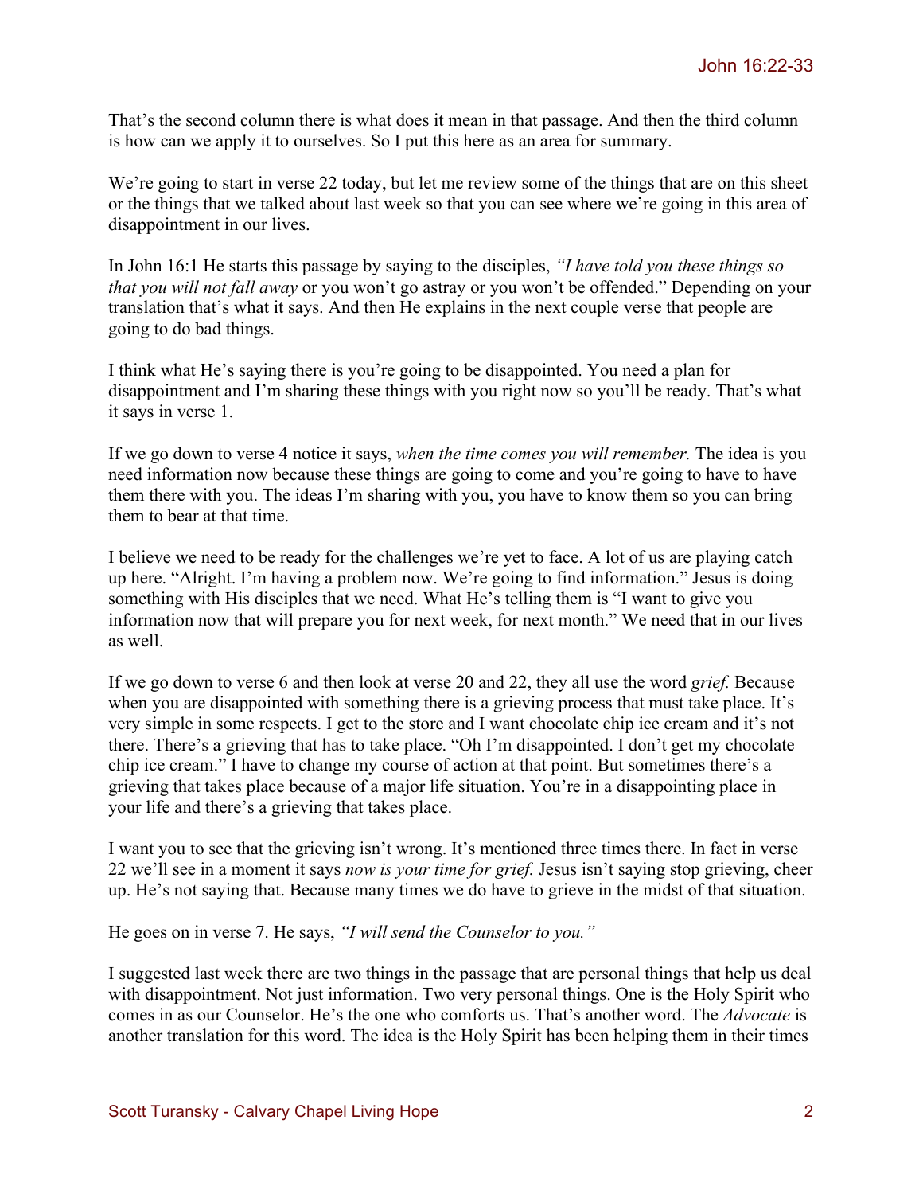That's the second column there is what does it mean in that passage. And then the third column is how can we apply it to ourselves. So I put this here as an area for summary.

We're going to start in verse 22 today, but let me review some of the things that are on this sheet or the things that we talked about last week so that you can see where we're going in this area of disappointment in our lives.

In John 16:1 He starts this passage by saying to the disciples, *"I have told you these things so that you will not fall away* or you won't go astray or you won't be offended." Depending on your translation that's what it says. And then He explains in the next couple verse that people are going to do bad things.

I think what He's saying there is you're going to be disappointed. You need a plan for disappointment and I'm sharing these things with you right now so you'll be ready. That's what it says in verse 1.

If we go down to verse 4 notice it says, *when the time comes you will remember.* The idea is you need information now because these things are going to come and you're going to have to have them there with you. The ideas I'm sharing with you, you have to know them so you can bring them to bear at that time.

I believe we need to be ready for the challenges we're yet to face. A lot of us are playing catch up here. "Alright. I'm having a problem now. We're going to find information." Jesus is doing something with His disciples that we need. What He's telling them is "I want to give you information now that will prepare you for next week, for next month." We need that in our lives as well.

If we go down to verse 6 and then look at verse 20 and 22, they all use the word *grief.* Because when you are disappointed with something there is a grieving process that must take place. It's very simple in some respects. I get to the store and I want chocolate chip ice cream and it's not there. There's a grieving that has to take place. "Oh I'm disappointed. I don't get my chocolate chip ice cream." I have to change my course of action at that point. But sometimes there's a grieving that takes place because of a major life situation. You're in a disappointing place in your life and there's a grieving that takes place.

I want you to see that the grieving isn't wrong. It's mentioned three times there. In fact in verse 22 we'll see in a moment it says *now is your time for grief.* Jesus isn't saying stop grieving, cheer up. He's not saying that. Because many times we do have to grieve in the midst of that situation.

He goes on in verse 7. He says, *"I will send the Counselor to you."*

I suggested last week there are two things in the passage that are personal things that help us deal with disappointment. Not just information. Two very personal things. One is the Holy Spirit who comes in as our Counselor. He's the one who comforts us. That's another word. The *Advocate* is another translation for this word. The idea is the Holy Spirit has been helping them in their times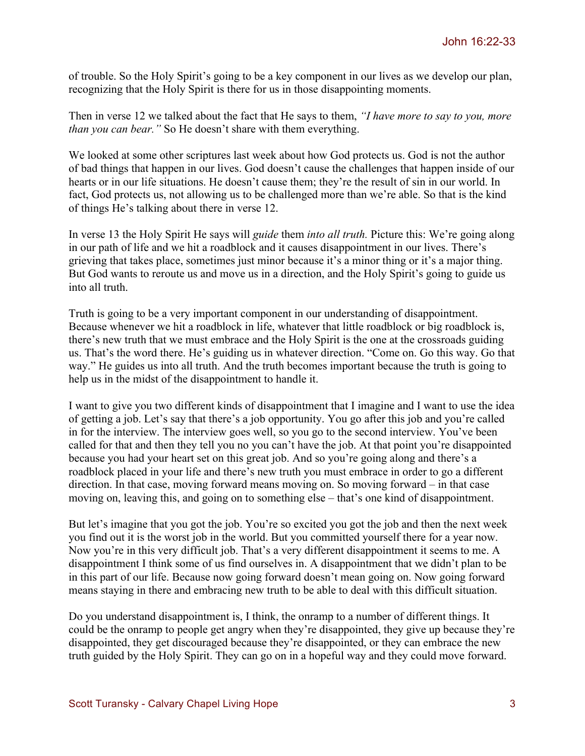of trouble. So the Holy Spirit's going to be a key component in our lives as we develop our plan, recognizing that the Holy Spirit is there for us in those disappointing moments.

Then in verse 12 we talked about the fact that He says to them, *"I have more to say to you, more than you can bear."* So He doesn't share with them everything.

We looked at some other scriptures last week about how God protects us. God is not the author of bad things that happen in our lives. God doesn't cause the challenges that happen inside of our hearts or in our life situations. He doesn't cause them; they're the result of sin in our world. In fact, God protects us, not allowing us to be challenged more than we're able. So that is the kind of things He's talking about there in verse 12.

In verse 13 the Holy Spirit He says will *guide* them *into all truth.* Picture this: We're going along in our path of life and we hit a roadblock and it causes disappointment in our lives. There's grieving that takes place, sometimes just minor because it's a minor thing or it's a major thing. But God wants to reroute us and move us in a direction, and the Holy Spirit's going to guide us into all truth.

Truth is going to be a very important component in our understanding of disappointment. Because whenever we hit a roadblock in life, whatever that little roadblock or big roadblock is, there's new truth that we must embrace and the Holy Spirit is the one at the crossroads guiding us. That's the word there. He's guiding us in whatever direction. "Come on. Go this way. Go that way." He guides us into all truth. And the truth becomes important because the truth is going to help us in the midst of the disappointment to handle it.

I want to give you two different kinds of disappointment that I imagine and I want to use the idea of getting a job. Let's say that there's a job opportunity. You go after this job and you're called in for the interview. The interview goes well, so you go to the second interview. You've been called for that and then they tell you no you can't have the job. At that point you're disappointed because you had your heart set on this great job. And so you're going along and there's a roadblock placed in your life and there's new truth you must embrace in order to go a different direction. In that case, moving forward means moving on. So moving forward – in that case moving on, leaving this, and going on to something else – that's one kind of disappointment.

But let's imagine that you got the job. You're so excited you got the job and then the next week you find out it is the worst job in the world. But you committed yourself there for a year now. Now you're in this very difficult job. That's a very different disappointment it seems to me. A disappointment I think some of us find ourselves in. A disappointment that we didn't plan to be in this part of our life. Because now going forward doesn't mean going on. Now going forward means staying in there and embracing new truth to be able to deal with this difficult situation.

Do you understand disappointment is, I think, the onramp to a number of different things. It could be the onramp to people get angry when they're disappointed, they give up because they're disappointed, they get discouraged because they're disappointed, or they can embrace the new truth guided by the Holy Spirit. They can go on in a hopeful way and they could move forward.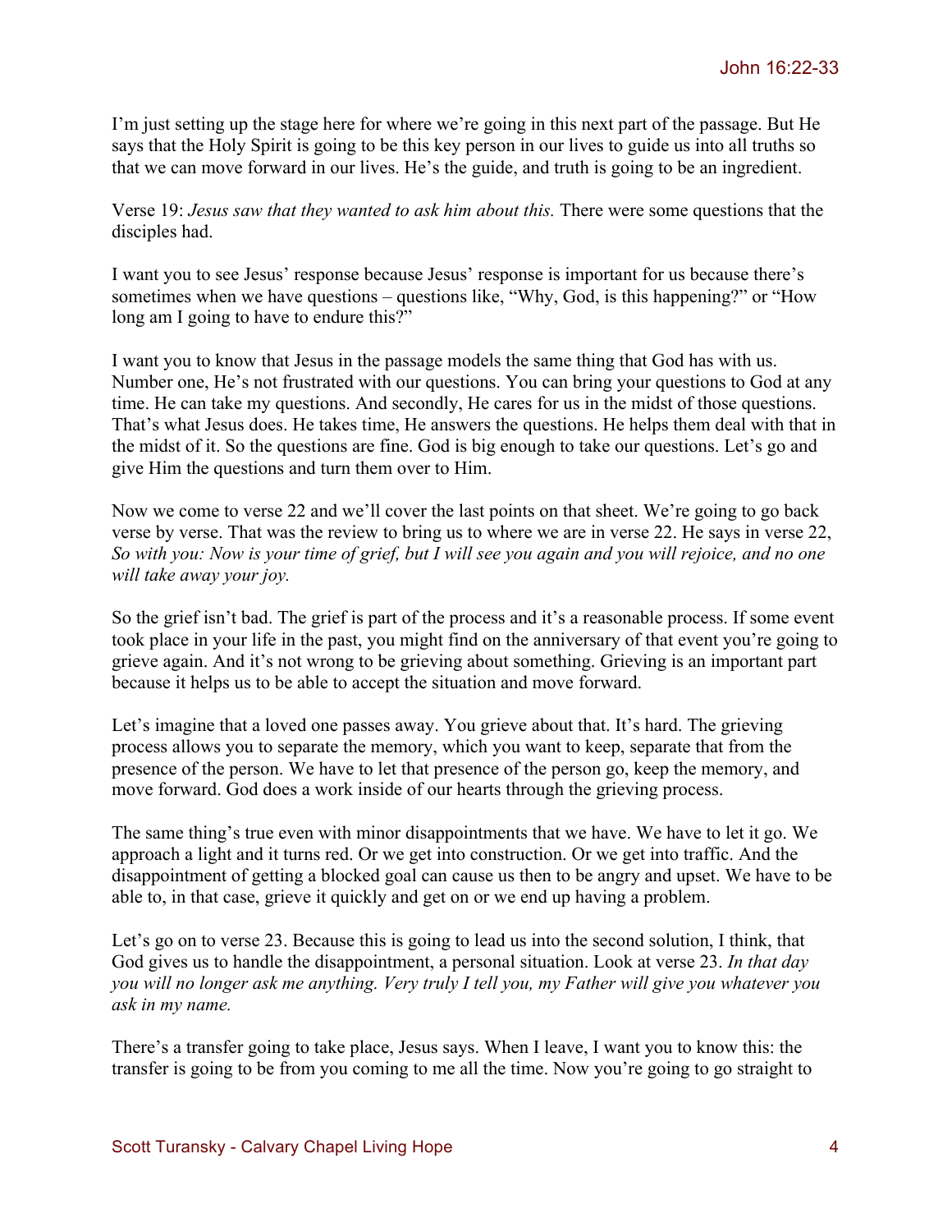I'm just setting up the stage here for where we're going in this next part of the passage. But He says that the Holy Spirit is going to be this key person in our lives to guide us into all truths so that we can move forward in our lives. He's the guide, and truth is going to be an ingredient.

Verse 19: *Jesus saw that they wanted to ask him about this.* There were some questions that the disciples had.

I want you to see Jesus' response because Jesus' response is important for us because there's sometimes when we have questions – questions like, "Why, God, is this happening?" or "How long am I going to have to endure this?"

I want you to know that Jesus in the passage models the same thing that God has with us. Number one, He's not frustrated with our questions. You can bring your questions to God at any time. He can take my questions. And secondly, He cares for us in the midst of those questions. That's what Jesus does. He takes time, He answers the questions. He helps them deal with that in the midst of it. So the questions are fine. God is big enough to take our questions. Let's go and give Him the questions and turn them over to Him.

Now we come to verse 22 and we'll cover the last points on that sheet. We're going to go back verse by verse. That was the review to bring us to where we are in verse 22. He says in verse 22, *So with you: Now is your time of grief, but I will see you again and you will rejoice, and no one will take away your joy.*

So the grief isn't bad. The grief is part of the process and it's a reasonable process. If some event took place in your life in the past, you might find on the anniversary of that event you're going to grieve again. And it's not wrong to be grieving about something. Grieving is an important part because it helps us to be able to accept the situation and move forward.

Let's imagine that a loved one passes away. You grieve about that. It's hard. The grieving process allows you to separate the memory, which you want to keep, separate that from the presence of the person. We have to let that presence of the person go, keep the memory, and move forward. God does a work inside of our hearts through the grieving process.

The same thing's true even with minor disappointments that we have. We have to let it go. We approach a light and it turns red. Or we get into construction. Or we get into traffic. And the disappointment of getting a blocked goal can cause us then to be angry and upset. We have to be able to, in that case, grieve it quickly and get on or we end up having a problem.

Let's go on to verse 23. Because this is going to lead us into the second solution, I think, that God gives us to handle the disappointment, a personal situation. Look at verse 23. *In that day you will no longer ask me anything. Very truly I tell you, my Father will give you whatever you ask in my name.*

There's a transfer going to take place, Jesus says. When I leave, I want you to know this: the transfer is going to be from you coming to me all the time. Now you're going to go straight to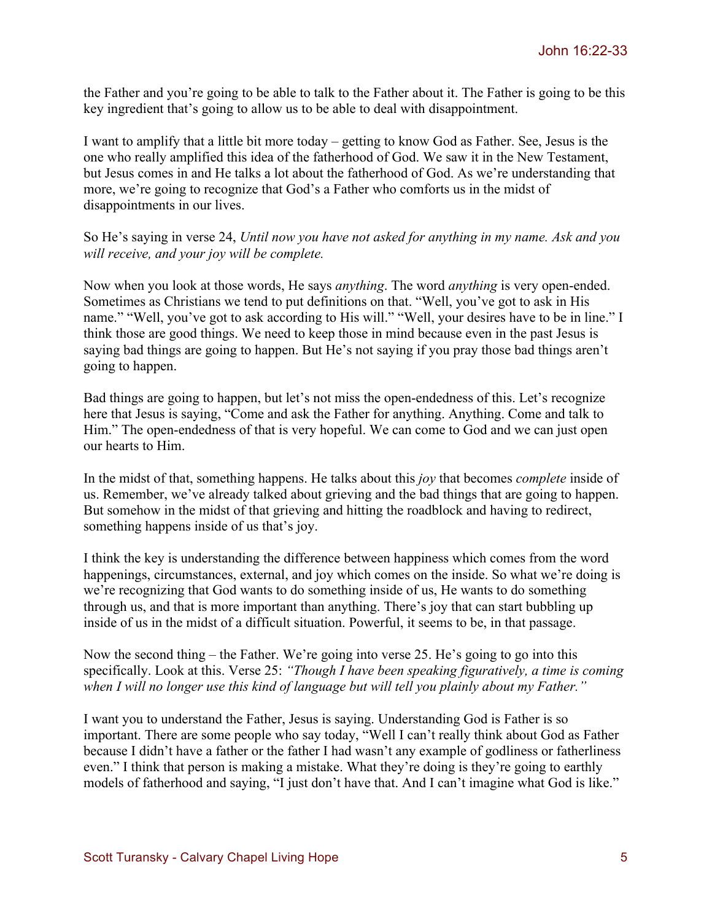the Father and you're going to be able to talk to the Father about it. The Father is going to be this key ingredient that's going to allow us to be able to deal with disappointment.

I want to amplify that a little bit more today – getting to know God as Father. See, Jesus is the one who really amplified this idea of the fatherhood of God. We saw it in the New Testament, but Jesus comes in and He talks a lot about the fatherhood of God. As we're understanding that more, we're going to recognize that God's a Father who comforts us in the midst of disappointments in our lives.

So He's saying in verse 24, *Until now you have not asked for anything in my name. Ask and you will receive, and your joy will be complete.*

Now when you look at those words, He says *anything*. The word *anything* is very open-ended. Sometimes as Christians we tend to put definitions on that. "Well, you've got to ask in His name." "Well, you've got to ask according to His will." "Well, your desires have to be in line." I think those are good things. We need to keep those in mind because even in the past Jesus is saying bad things are going to happen. But He's not saying if you pray those bad things aren't going to happen.

Bad things are going to happen, but let's not miss the open-endedness of this. Let's recognize here that Jesus is saying, "Come and ask the Father for anything. Anything. Come and talk to Him." The open-endedness of that is very hopeful. We can come to God and we can just open our hearts to Him.

In the midst of that, something happens. He talks about this *joy* that becomes *complete* inside of us. Remember, we've already talked about grieving and the bad things that are going to happen. But somehow in the midst of that grieving and hitting the roadblock and having to redirect, something happens inside of us that's joy.

I think the key is understanding the difference between happiness which comes from the word happenings, circumstances, external, and joy which comes on the inside. So what we're doing is we're recognizing that God wants to do something inside of us, He wants to do something through us, and that is more important than anything. There's joy that can start bubbling up inside of us in the midst of a difficult situation. Powerful, it seems to be, in that passage.

Now the second thing – the Father. We're going into verse 25. He's going to go into this specifically. Look at this. Verse 25: *"Though I have been speaking figuratively, a time is coming when I will no longer use this kind of language but will tell you plainly about my Father."*

I want you to understand the Father, Jesus is saying. Understanding God is Father is so important. There are some people who say today, "Well I can't really think about God as Father because I didn't have a father or the father I had wasn't any example of godliness or fatherliness even." I think that person is making a mistake. What they're doing is they're going to earthly models of fatherhood and saying, "I just don't have that. And I can't imagine what God is like."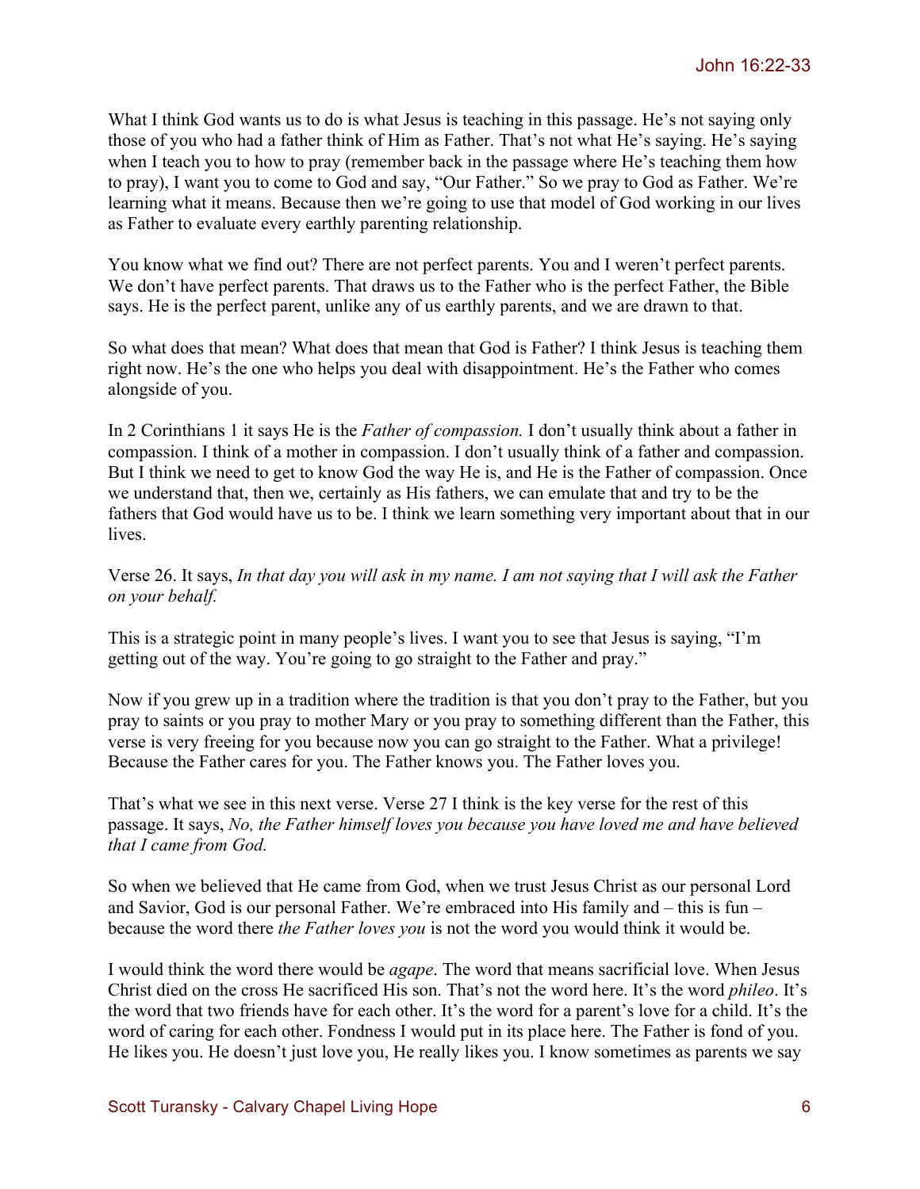What I think God wants us to do is what Jesus is teaching in this passage. He's not saying only those of you who had a father think of Him as Father. That's not what He's saying. He's saying when I teach you to how to pray (remember back in the passage where He's teaching them how to pray), I want you to come to God and say, "Our Father." So we pray to God as Father. We're learning what it means. Because then we're going to use that model of God working in our lives as Father to evaluate every earthly parenting relationship.

You know what we find out? There are not perfect parents. You and I weren't perfect parents. We don't have perfect parents. That draws us to the Father who is the perfect Father, the Bible says. He is the perfect parent, unlike any of us earthly parents, and we are drawn to that.

So what does that mean? What does that mean that God is Father? I think Jesus is teaching them right now. He's the one who helps you deal with disappointment. He's the Father who comes alongside of you.

In 2 Corinthians 1 it says He is the *Father of compassion.* I don't usually think about a father in compassion. I think of a mother in compassion. I don't usually think of a father and compassion. But I think we need to get to know God the way He is, and He is the Father of compassion. Once we understand that, then we, certainly as His fathers, we can emulate that and try to be the fathers that God would have us to be. I think we learn something very important about that in our lives.

Verse 26. It says, *In that day you will ask in my name. I am not saying that I will ask the Father on your behalf.*

This is a strategic point in many people's lives. I want you to see that Jesus is saying, "I'm getting out of the way. You're going to go straight to the Father and pray."

Now if you grew up in a tradition where the tradition is that you don't pray to the Father, but you pray to saints or you pray to mother Mary or you pray to something different than the Father, this verse is very freeing for you because now you can go straight to the Father. What a privilege! Because the Father cares for you. The Father knows you. The Father loves you.

That's what we see in this next verse. Verse 27 I think is the key verse for the rest of this passage. It says, *No, the Father himself loves you because you have loved me and have believed that I came from God.*

So when we believed that He came from God, when we trust Jesus Christ as our personal Lord and Savior, God is our personal Father. We're embraced into His family and – this is fun – because the word there *the Father loves you* is not the word you would think it would be.

I would think the word there would be *agape*. The word that means sacrificial love. When Jesus Christ died on the cross He sacrificed His son. That's not the word here. It's the word *phileo*. It's the word that two friends have for each other. It's the word for a parent's love for a child. It's the word of caring for each other. Fondness I would put in its place here. The Father is fond of you. He likes you. He doesn't just love you, He really likes you. I know sometimes as parents we say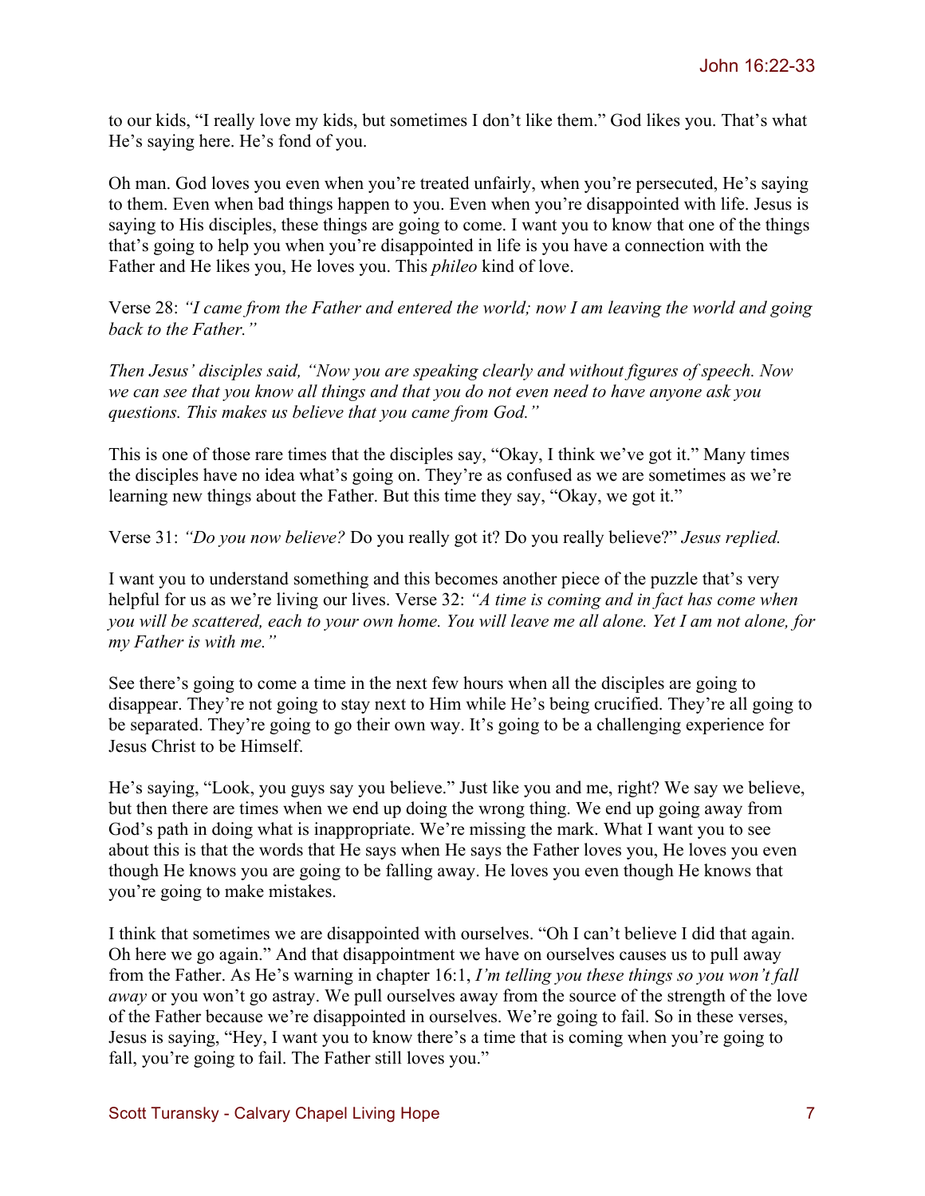to our kids, "I really love my kids, but sometimes I don't like them." God likes you. That's what He's saying here. He's fond of you.

Oh man. God loves you even when you're treated unfairly, when you're persecuted, He's saying to them. Even when bad things happen to you. Even when you're disappointed with life. Jesus is saying to His disciples, these things are going to come. I want you to know that one of the things that's going to help you when you're disappointed in life is you have a connection with the Father and He likes you, He loves you. This *phileo* kind of love.

Verse 28: *"I came from the Father and entered the world; now I am leaving the world and going back to the Father."*

*Then Jesus' disciples said, "Now you are speaking clearly and without figures of speech. Now we can see that you know all things and that you do not even need to have anyone ask you questions. This makes us believe that you came from God."*

This is one of those rare times that the disciples say, "Okay, I think we've got it." Many times the disciples have no idea what's going on. They're as confused as we are sometimes as we're learning new things about the Father. But this time they say, "Okay, we got it."

Verse 31: *"Do you now believe?* Do you really got it? Do you really believe?" *Jesus replied.*

I want you to understand something and this becomes another piece of the puzzle that's very helpful for us as we're living our lives. Verse 32: *"A time is coming and in fact has come when you will be scattered, each to your own home. You will leave me all alone. Yet I am not alone, for my Father is with me."*

See there's going to come a time in the next few hours when all the disciples are going to disappear. They're not going to stay next to Him while He's being crucified. They're all going to be separated. They're going to go their own way. It's going to be a challenging experience for Jesus Christ to be Himself.

He's saying, "Look, you guys say you believe." Just like you and me, right? We say we believe, but then there are times when we end up doing the wrong thing. We end up going away from God's path in doing what is inappropriate. We're missing the mark. What I want you to see about this is that the words that He says when He says the Father loves you, He loves you even though He knows you are going to be falling away. He loves you even though He knows that you're going to make mistakes.

I think that sometimes we are disappointed with ourselves. "Oh I can't believe I did that again. Oh here we go again." And that disappointment we have on ourselves causes us to pull away from the Father. As He's warning in chapter 16:1, *I'm telling you these things so you won't fall away* or you won't go astray. We pull ourselves away from the source of the strength of the love of the Father because we're disappointed in ourselves. We're going to fail. So in these verses, Jesus is saying, "Hey, I want you to know there's a time that is coming when you're going to fall, you're going to fail. The Father still loves you."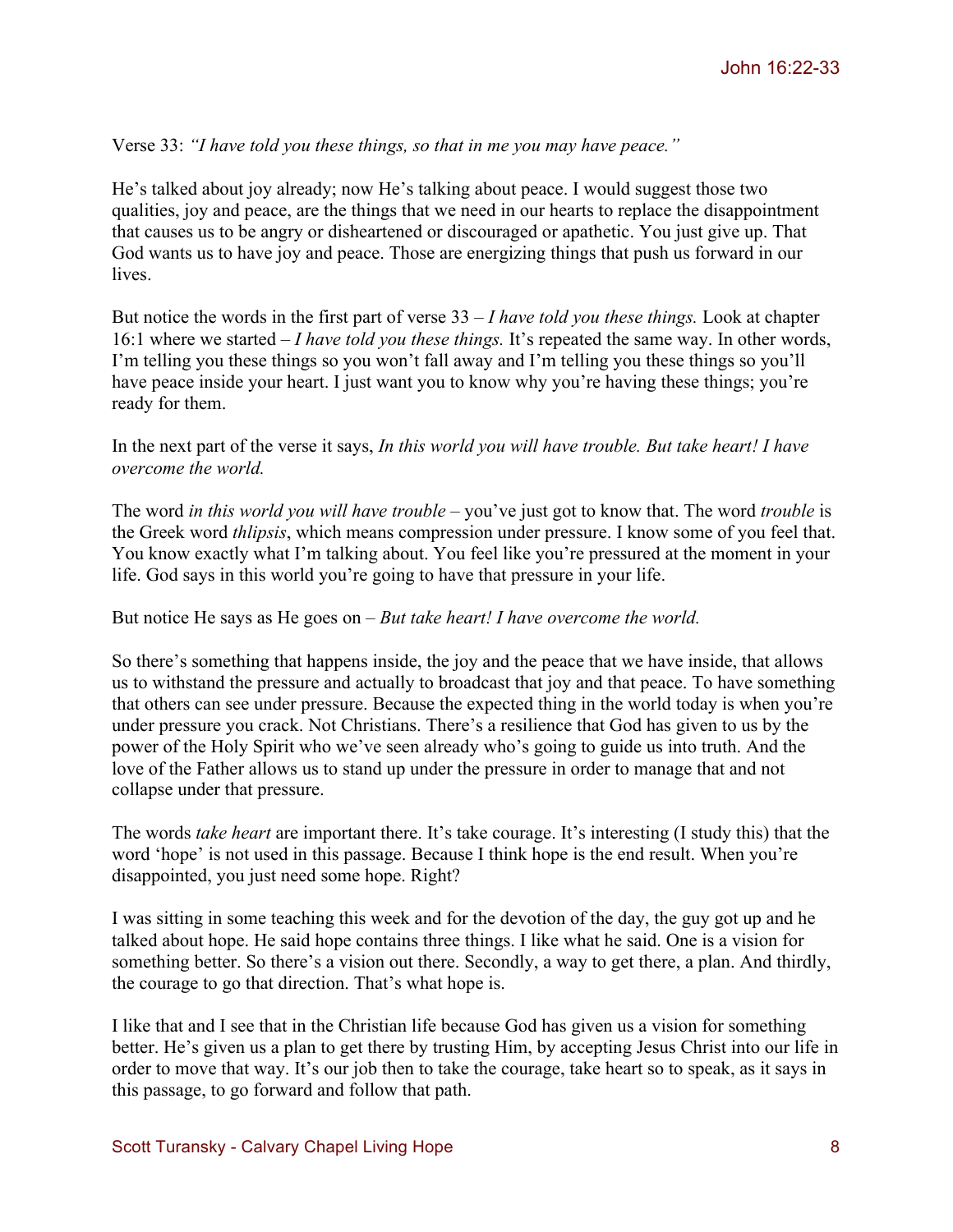Verse 33: *"I have told you these things, so that in me you may have peace."*

He's talked about joy already; now He's talking about peace. I would suggest those two qualities, joy and peace, are the things that we need in our hearts to replace the disappointment that causes us to be angry or disheartened or discouraged or apathetic. You just give up. That God wants us to have joy and peace. Those are energizing things that push us forward in our lives.

But notice the words in the first part of verse 33 – *I have told you these things.* Look at chapter 16:1 where we started – *I have told you these things.* It's repeated the same way. In other words, I'm telling you these things so you won't fall away and I'm telling you these things so you'll have peace inside your heart. I just want you to know why you're having these things; you're ready for them.

In the next part of the verse it says, *In this world you will have trouble. But take heart! I have overcome the world.*

The word *in this world you will have trouble* – you've just got to know that. The word *trouble* is the Greek word *thlipsis*, which means compression under pressure. I know some of you feel that. You know exactly what I'm talking about. You feel like you're pressured at the moment in your life. God says in this world you're going to have that pressure in your life.

But notice He says as He goes on – *But take heart! I have overcome the world.*

So there's something that happens inside, the joy and the peace that we have inside, that allows us to withstand the pressure and actually to broadcast that joy and that peace. To have something that others can see under pressure. Because the expected thing in the world today is when you're under pressure you crack. Not Christians. There's a resilience that God has given to us by the power of the Holy Spirit who we've seen already who's going to guide us into truth. And the love of the Father allows us to stand up under the pressure in order to manage that and not collapse under that pressure.

The words *take heart* are important there. It's take courage. It's interesting (I study this) that the word 'hope' is not used in this passage. Because I think hope is the end result. When you're disappointed, you just need some hope. Right?

I was sitting in some teaching this week and for the devotion of the day, the guy got up and he talked about hope. He said hope contains three things. I like what he said. One is a vision for something better. So there's a vision out there. Secondly, a way to get there, a plan. And thirdly, the courage to go that direction. That's what hope is.

I like that and I see that in the Christian life because God has given us a vision for something better. He's given us a plan to get there by trusting Him, by accepting Jesus Christ into our life in order to move that way. It's our job then to take the courage, take heart so to speak, as it says in this passage, to go forward and follow that path.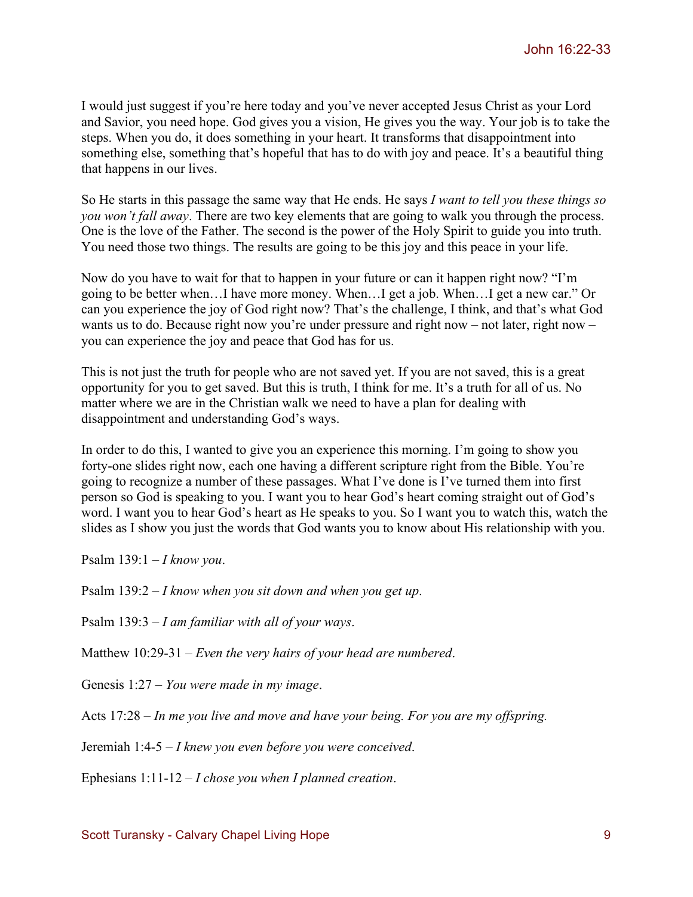I would just suggest if you're here today and you've never accepted Jesus Christ as your Lord and Savior, you need hope. God gives you a vision, He gives you the way. Your job is to take the steps. When you do, it does something in your heart. It transforms that disappointment into something else, something that's hopeful that has to do with joy and peace. It's a beautiful thing that happens in our lives.

So He starts in this passage the same way that He ends. He says *I want to tell you these things so you won't fall away*. There are two key elements that are going to walk you through the process. One is the love of the Father. The second is the power of the Holy Spirit to guide you into truth. You need those two things. The results are going to be this joy and this peace in your life.

Now do you have to wait for that to happen in your future or can it happen right now? "I'm going to be better when…I have more money. When…I get a job. When…I get a new car." Or can you experience the joy of God right now? That's the challenge, I think, and that's what God wants us to do. Because right now you're under pressure and right now – not later, right now – you can experience the joy and peace that God has for us.

This is not just the truth for people who are not saved yet. If you are not saved, this is a great opportunity for you to get saved. But this is truth, I think for me. It's a truth for all of us. No matter where we are in the Christian walk we need to have a plan for dealing with disappointment and understanding God's ways.

In order to do this, I wanted to give you an experience this morning. I'm going to show you forty-one slides right now, each one having a different scripture right from the Bible. You're going to recognize a number of these passages. What I've done is I've turned them into first person so God is speaking to you. I want you to hear God's heart coming straight out of God's word. I want you to hear God's heart as He speaks to you. So I want you to watch this, watch the slides as I show you just the words that God wants you to know about His relationship with you.

Psalm 139:1 – *I know you*.

Psalm 139:2 – *I know when you sit down and when you get up*.

Psalm 139:3 – *I am familiar with all of your ways*.

Matthew 10:29-31 – *Even the very hairs of your head are numbered*.

Genesis 1:27 – *You were made in my image*.

Acts 17:28 – *In me you live and move and have your being. For you are my offspring.*

Jeremiah 1:4-5 – *I knew you even before you were conceived*.

Ephesians 1:11-12 – *I chose you when I planned creation*.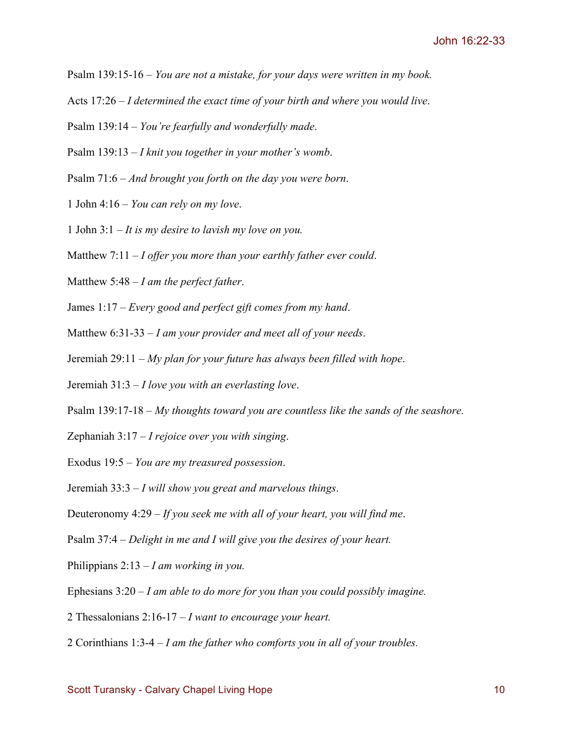Psalm 139:15-16 – *You are not a mistake, for your days were written in my book.*

Acts 17:26 – *I determined the exact time of your birth and where you would live*.

Psalm 139:14 – *You're fearfully and wonderfully made*.

Psalm 139:13 – *I knit you together in your mother's womb*.

Psalm 71:6 – *And brought you forth on the day you were born*.

1 John 4:16 – *You can rely on my love*.

1 John 3:1 – *It is my desire to lavish my love on you.*

Matthew 7:11 – *I offer you more than your earthly father ever could*.

Matthew 5:48 – *I am the perfect father*.

James 1:17 – *Every good and perfect gift comes from my hand*.

Matthew 6:31-33 – *I am your provider and meet all of your needs*.

Jeremiah 29:11 – *My plan for your future has always been filled with hope*.

Jeremiah 31:3 – *I love you with an everlasting love*.

Psalm 139:17-18 – *My thoughts toward you are countless like the sands of the seashore.*

Zephaniah 3:17 – *I rejoice over you with singing*.

Exodus 19:5 – *You are my treasured possession*.

Jeremiah 33:3 – *I will show you great and marvelous things*.

Deuteronomy 4:29 – *If you seek me with all of your heart, you will find me*.

Psalm 37:4 – *Delight in me and I will give you the desires of your heart.*

Philippians 2:13 – *I am working in you.*

Ephesians 3:20 – *I am able to do more for you than you could possibly imagine.*

2 Thessalonians 2:16-17 – *I want to encourage your heart.*

2 Corinthians 1:3-4 – *I am the father who comforts you in all of your troubles.*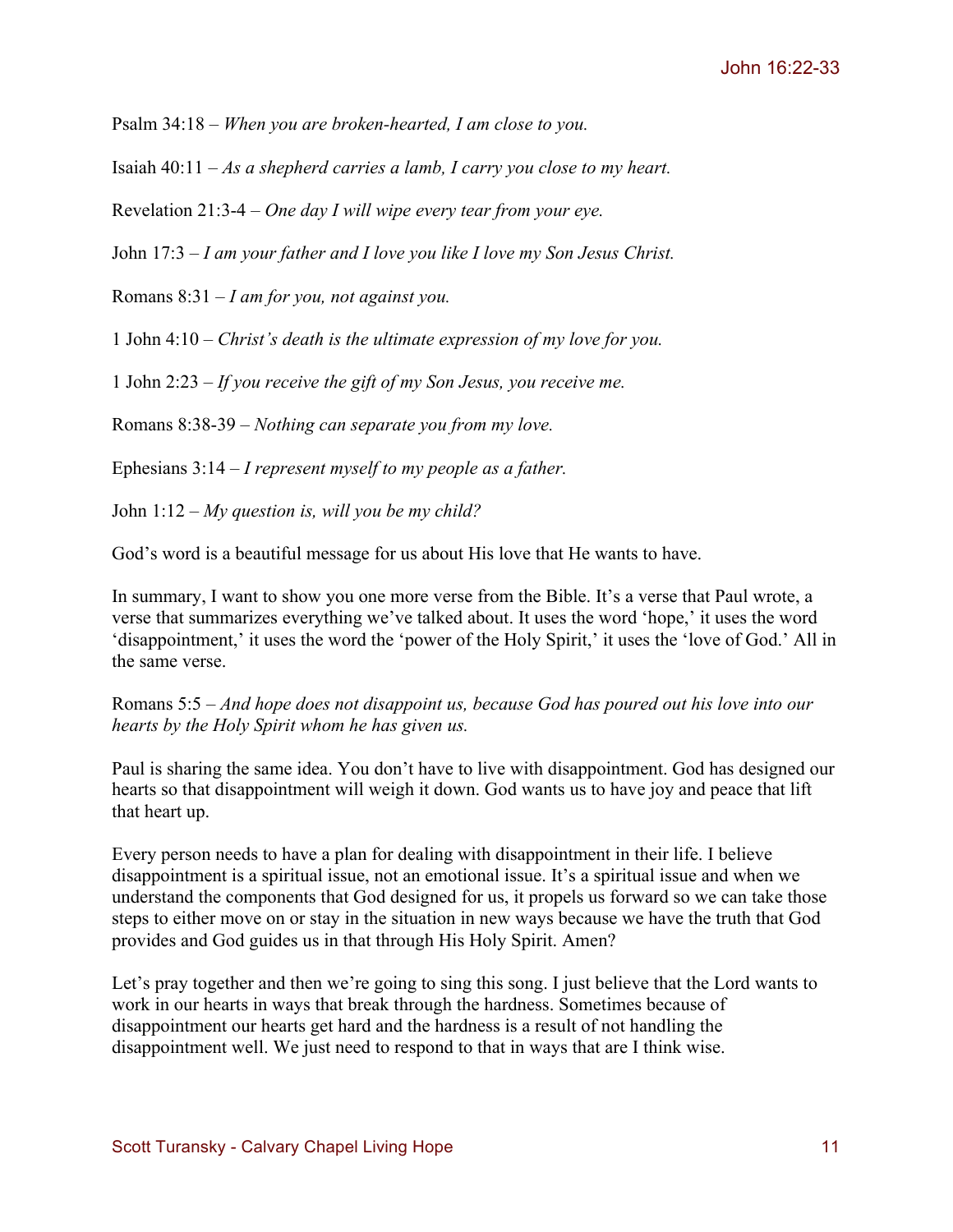Psalm 34:18 – *When you are broken-hearted, I am close to you.*

Isaiah 40:11 – *As a shepherd carries a lamb, I carry you close to my heart.*

Revelation 21:3-4 – *One day I will wipe every tear from your eye.*

John 17:3 – *I am your father and I love you like I love my Son Jesus Christ.*

Romans 8:31 – *I am for you, not against you.*

1 John 4:10 – *Christ's death is the ultimate expression of my love for you.*

1 John 2:23 – *If you receive the gift of my Son Jesus, you receive me.*

Romans 8:38-39 – *Nothing can separate you from my love.*

Ephesians 3:14 – *I represent myself to my people as a father.*

John 1:12 – *My question is, will you be my child?*

God's word is a beautiful message for us about His love that He wants to have.

In summary, I want to show you one more verse from the Bible. It's a verse that Paul wrote, a verse that summarizes everything we've talked about. It uses the word 'hope,' it uses the word 'disappointment,' it uses the word the 'power of the Holy Spirit,' it uses the 'love of God.' All in the same verse.

Romans 5:5 – *And hope does not disappoint us, because God has poured out his love into our hearts by the Holy Spirit whom he has given us.*

Paul is sharing the same idea. You don't have to live with disappointment. God has designed our hearts so that disappointment will weigh it down. God wants us to have joy and peace that lift that heart up.

Every person needs to have a plan for dealing with disappointment in their life. I believe disappointment is a spiritual issue, not an emotional issue. It's a spiritual issue and when we understand the components that God designed for us, it propels us forward so we can take those steps to either move on or stay in the situation in new ways because we have the truth that God provides and God guides us in that through His Holy Spirit. Amen?

Let's pray together and then we're going to sing this song. I just believe that the Lord wants to work in our hearts in ways that break through the hardness. Sometimes because of disappointment our hearts get hard and the hardness is a result of not handling the disappointment well. We just need to respond to that in ways that are I think wise.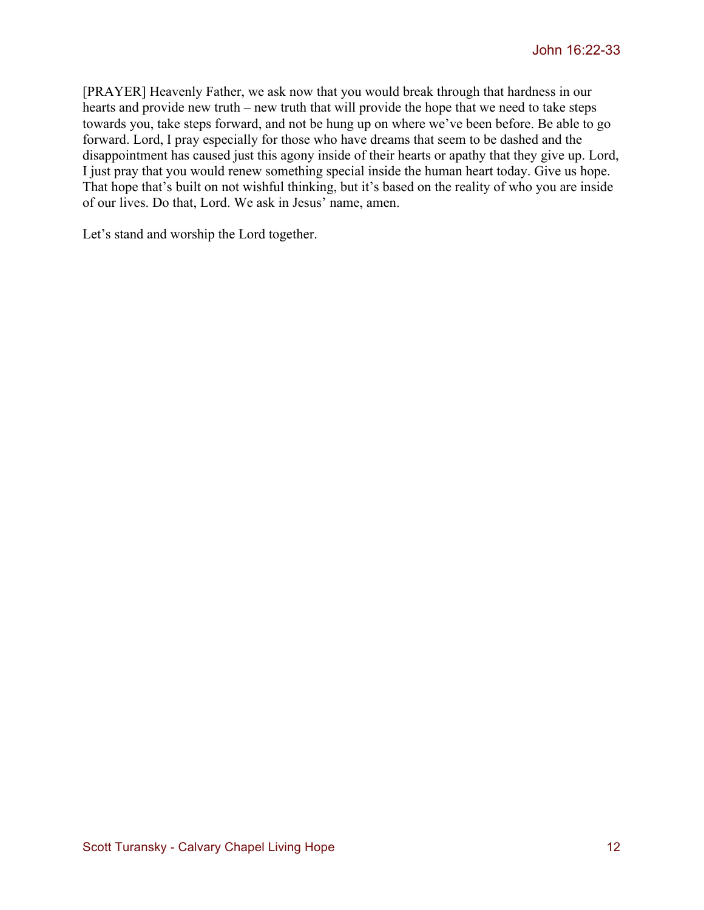[PRAYER] Heavenly Father, we ask now that you would break through that hardness in our hearts and provide new truth – new truth that will provide the hope that we need to take steps towards you, take steps forward, and not be hung up on where we've been before. Be able to go forward. Lord, I pray especially for those who have dreams that seem to be dashed and the disappointment has caused just this agony inside of their hearts or apathy that they give up. Lord, I just pray that you would renew something special inside the human heart today. Give us hope. That hope that's built on not wishful thinking, but it's based on the reality of who you are inside of our lives. Do that, Lord. We ask in Jesus' name, amen.

Let's stand and worship the Lord together.